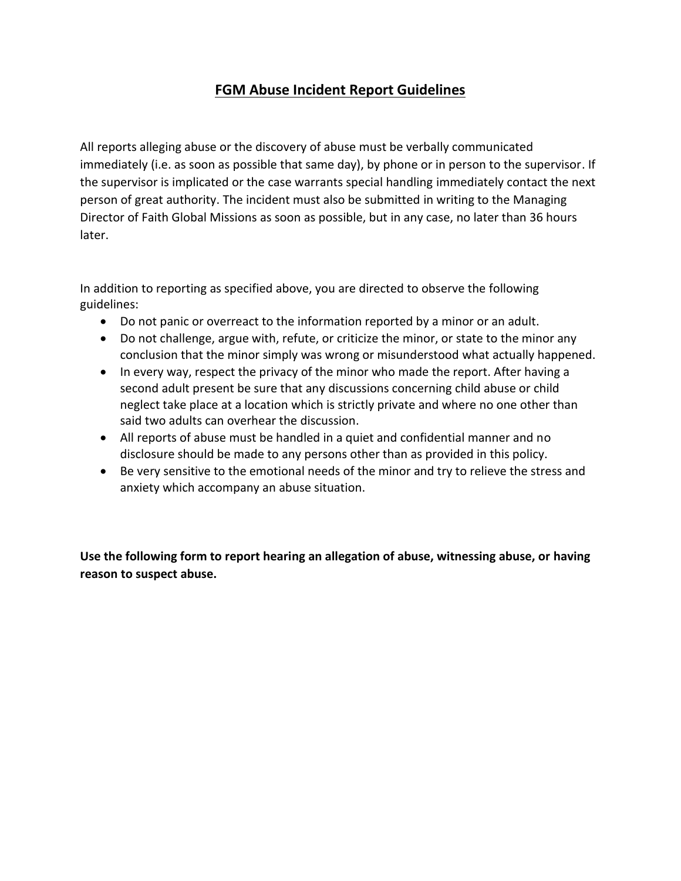# FGM Abuse Incident Report Guidelines

All reports alleging abuse or the discovery of abuse must be verbally communicated immediately (i.e. as soon as possible that same day), by phone or in person to the supervisor. If the supervisor is implicated or the case warrants special handling immediately contact the next person of great authority. The incident must also be submitted in writing to the Managing Director of Faith Global Missions as soon as possible, but in any case, no later than 36 hours later.

In addition to reporting as specified above, you are directed to observe the following guidelines:

- Do not panic or overreact to the information reported by a minor or an adult.
- Do not challenge, argue with, refute, or criticize the minor, or state to the minor any conclusion that the minor simply was wrong or misunderstood what actually happened.
- In every way, respect the privacy of the minor who made the report. After having a second adult present be sure that any discussions concerning child abuse or child neglect take place at a location which is strictly private and where no one other than said two adults can overhear the discussion.
- All reports of abuse must be handled in a quiet and confidential manner and no disclosure should be made to any persons other than as provided in this policy.
- Be very sensitive to the emotional needs of the minor and try to relieve the stress and anxiety which accompany an abuse situation.

**Use the following form to report hearing an allegation of abuse, witnessing abuse, or having reason to suspect abuse.**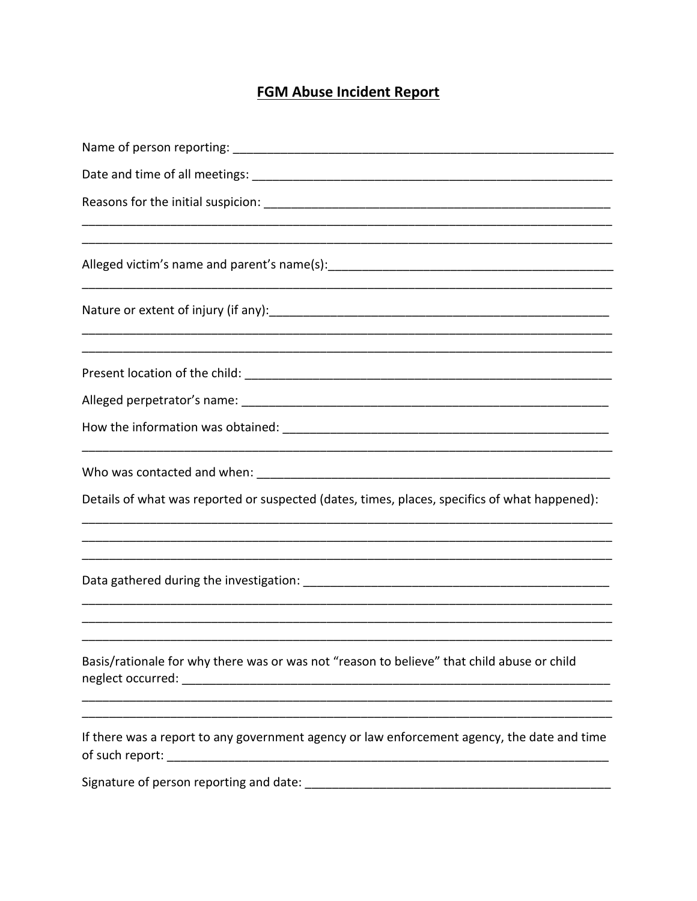## FGM Abuse Incident Report

Name of person reporting: ____________________________________________________________

Date and time of all meetings: ________________________________________________________

Reasons for the initial suspicion: ______________________________________________________
______________________________________________________________________________
______________________________________________________________________________

Alleged victim's name and parent's name(s):_____________________________________________
______________________________________________________________________________

Nature or extent of injury (if any):_____________________________________________________
______________________________________________________________________________
______________________________________________________________________________

Present location of the child: ________________________________________________________

Alleged perpetrator's name: _________________________________________________________

How the information was obtained: ____________________________________________________
______________________________________________________________________________

Who was contacted and when: ________________________________________________________

Details of what was reported or suspected (dates, times, places, specifics of what happened):
______________________________________________________________________________
______________________________________________________________________________
______________________________________________________________________________

Data gathered during the investigation: _________________________________________________
______________________________________________________________________________
______________________________________________________________________________
______________________________________________________________________________

Basis/rationale for why there was or was not "reason to believe" that child abuse or child neglect occurred: __________________________________________________________________
______________________________________________________________________________
______________________________________________________________________________

If there was a report to any government agency or law enforcement agency, the date and time of such report: ____________________________________________________________________

Signature of person reporting and date: _________________________________________________